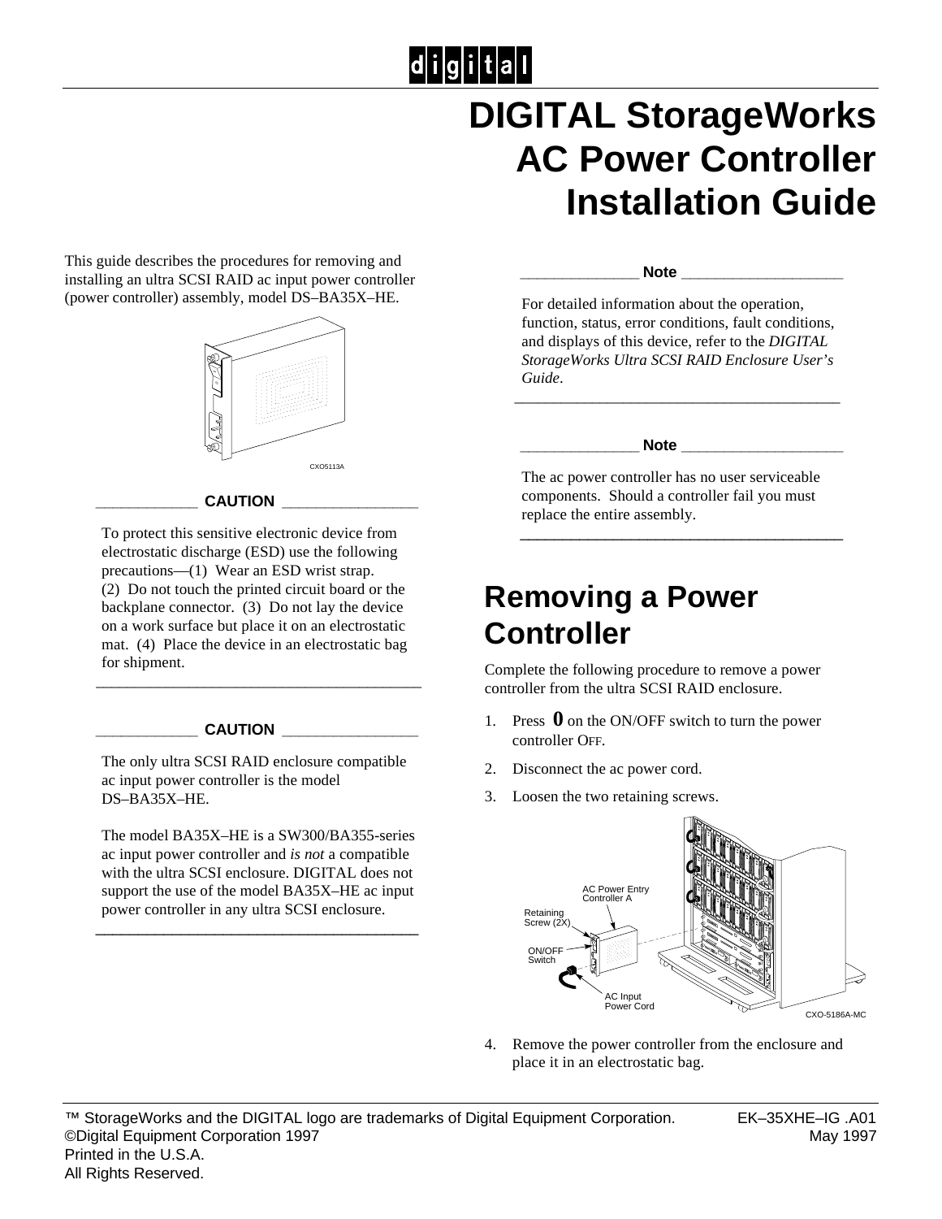# DIGITAL StorageWorks AC Power Controller Installation Guide

This guide describes the procedures for removing and installing an ultra SCSI RAID ac input power controller (power controller) assembly, model DS–BA35X–HE.

CXO5113A

**CAUTION**

To protect this sensitive electronic device from electrostatic discharge (ESD) use the following precautions—(1) Wear an ESD wrist strap. (2) Do not touch the printed circuit board or the backplane connector. (3) Do not lay the device on a work surface but place it on an electrostatic mat. (4) Place the device in an electrostatic bag for shipment.

---

**CAUTION**

The only ultra SCSI RAID enclosure compatible ac input power controller is the model DS–BA35X–HE.

The model BA35X–HE is a SW300/BA355-series ac input power controller and *is not* a compatible with the ultra SCSI enclosure. DIGITAL does not support the use of the model BA35X–HE ac input power controller in any ultra SCSI enclosure.

---

**Note**

For detailed information about the operation, function, status, error conditions, fault conditions, and displays of this device, refer to the *DIGITAL StorageWorks Ultra SCSI RAID Enclosure User's Guide*.

---

**Note**

The ac power controller has no user serviceable components. Should a controller fail you must replace the entire assembly.

---

## Removing a Power Controller

Complete the following procedure to remove a power controller from the ultra SCSI RAID enclosure.

1. Press **0** on the ON/OFF switch to turn the power controller OFF.
2. Disconnect the ac power cord.
3. Loosen the two retaining screws.

AC Power Entry Controller A
Retaining Screw (2X)
ON/OFF Switch
AC Input Power Cord
CXO-5186A-MC

4. Remove the power controller from the enclosure and place it in an electrostatic bag.

™ StorageWorks and the DIGITAL logo are trademarks of Digital Equipment Corporation.
©Digital Equipment Corporation 1997
Printed in the U.S.A.
All Rights Reserved.

EK–35XHE–IG .A01
May 1997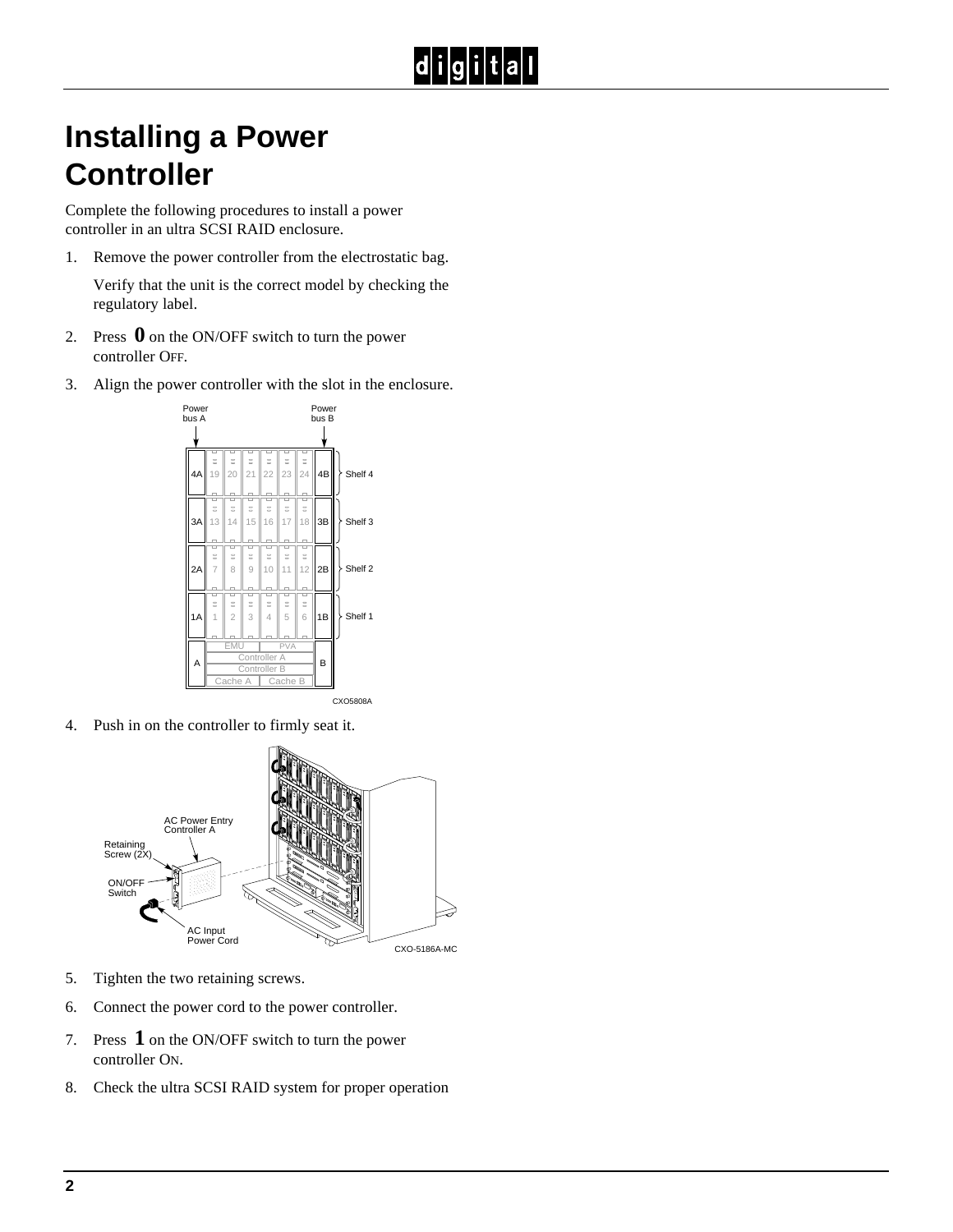# Installing a Power Controller

Complete the following procedures to install a power controller in an ultra SCSI RAID enclosure.

1. Remove the power controller from the electrostatic bag.

   Verify that the unit is the correct model by checking the regulatory label.

2. Press **0** on the ON/OFF switch to turn the power controller OFF.

3. Align the power controller with the slot in the enclosure.

Power bus A

Power bus B

4A 19 20 21 22 23 24 4B Shelf 4

3A 13 14 15 16 17 18 3B Shelf 3

2A 7 8 9 10 11 12 2B Shelf 2

1A 1 2 3 4 5 6 1B Shelf 1

A EMU PVA Controller A Controller B Cache A Cache B B

CXO5808A

4. Push in on the controller to firmly seat it.

AC Power Entry Controller A

Retaining Screw (2X)

ON/OFF Switch

AC Input Power Cord

CXO-5186A-MC

5. Tighten the two retaining screws.

6. Connect the power cord to the power controller.

7. Press **1** on the ON/OFF switch to turn the power controller ON.

8. Check the ultra SCSI RAID system for proper operation